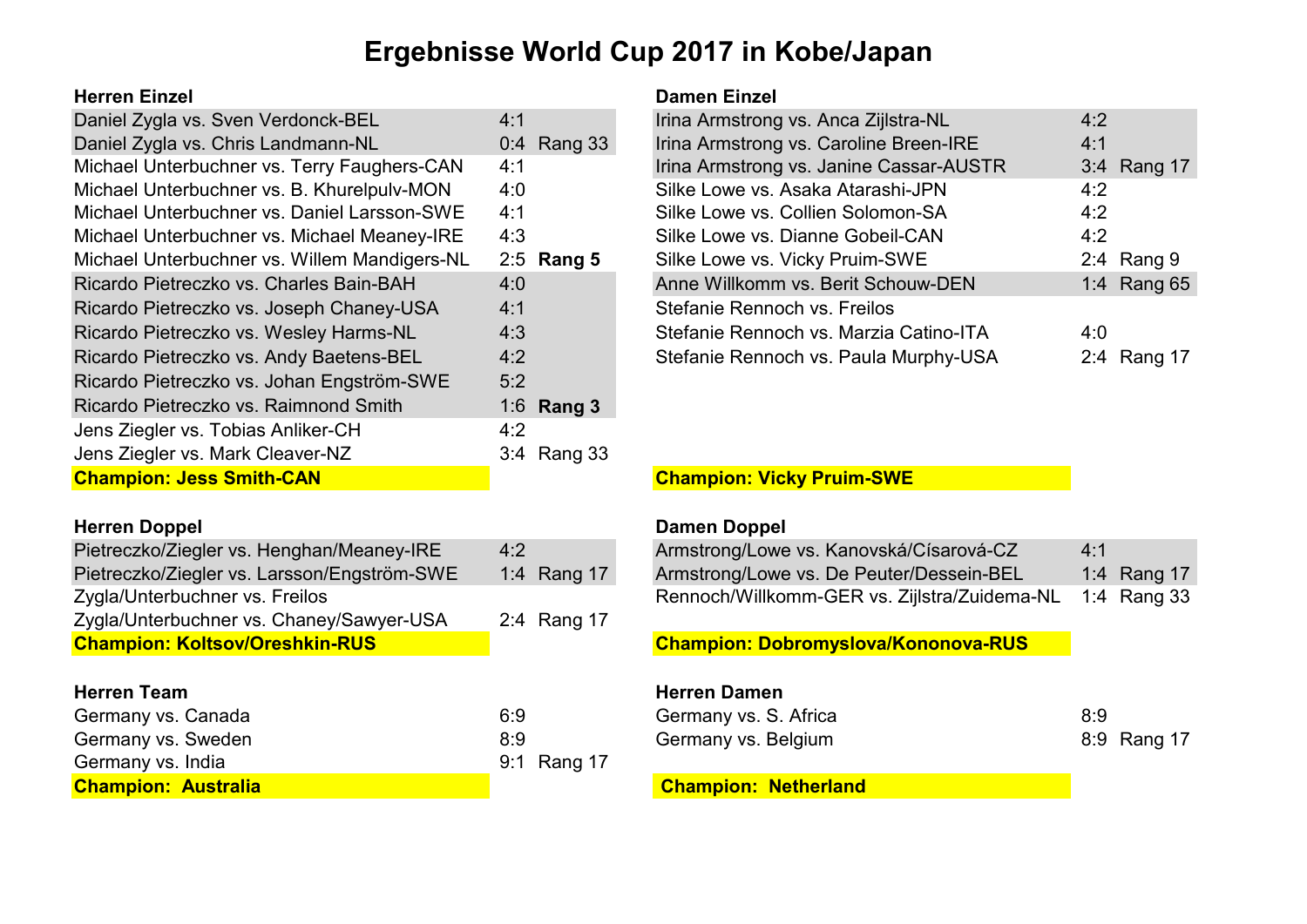# Ergebnisse World Cup 2017 in Kobe/Japan

## Herren Einzel

| Match | Ergebnis | Rang |
|---|---|---|
| Daniel Zygla vs. Sven Verdonck-BEL | 4:1 | |
| Daniel Zygla vs. Chris Landmann-NL | 0:4 | Rang 33 |
| Michael Unterbuchner vs. Terry Faughers-CAN | 4:1 | |
| Michael Unterbuchner vs. B. Khurelpulv-MON | 4:0 | |
| Michael Unterbuchner vs. Daniel Larsson-SWE | 4:1 | |
| Michael Unterbuchner vs. Michael Meaney-IRE | 4:3 | |
| Michael Unterbuchner vs. Willem Mandigers-NL | 2:5 | **Rang 5** |
| Ricardo Pietreczko vs. Charles Bain-BAH | 4:0 | |
| Ricardo Pietreczko vs. Joseph Chaney-USA | 4:1 | |
| Ricardo Pietreczko vs. Wesley Harms-NL | 4:3 | |
| Ricardo Pietreczko vs. Andy Baetens-BEL | 4:2 | |
| Ricardo Pietreczko vs. Johan Engström-SWE | 5:2 | |
| Ricardo Pietreczko vs. Raimnond Smith | 1:6 | **Rang 3** |
| Jens Ziegler vs. Tobias Anliker-CH | 4:2 | |
| Jens Ziegler vs. Mark Cleaver-NZ | 3:4 | Rang 33 |

**Champion: Jess Smith-CAN**

## Herren Doppel

| Match | Ergebnis | Rang |
|---|---|---|
| Pietreczko/Ziegler vs. Henghan/Meaney-IRE | 4:2 | |
| Pietreczko/Ziegler vs. Larsson/Engström-SWE | 1:4 | Rang 17 |
| Zygla/Unterbuchner vs. Freilos | | |
| Zygla/Unterbuchner vs. Chaney/Sawyer-USA | 2:4 | Rang 17 |

**Champion: Koltsov/Oreshkin-RUS**

## Herren Team

| Match | Ergebnis | Rang |
|---|---|---|
| Germany vs. Canada | 6:9 | |
| Germany vs. Sweden | 8:9 | |
| Germany vs. India | 9:1 | Rang 17 |

**Champion: Australia**

## Damen Einzel

| Match | Ergebnis | Rang |
|---|---|---|
| Irina Armstrong vs. Anca Zijlstra-NL | 4:2 | |
| Irina Armstrong vs. Caroline Breen-IRE | 4:1 | |
| Irina Armstrong vs. Janine Cassar-AUSTR | 3:4 | Rang 17 |
| Silke Lowe vs. Asaka Atarashi-JPN | 4:2 | |
| Silke Lowe vs. Collien Solomon-SA | 4:2 | |
| Silke Lowe vs. Dianne Gobeil-CAN | 4:2 | |
| Silke Lowe vs. Vicky Pruim-SWE | 2:4 | Rang 9 |
| Anne Willkomm vs. Berit Schouw-DEN | 1:4 | Rang 65 |
| Stefanie Rennoch vs. Freilos | | |
| Stefanie Rennoch vs. Marzia Catino-ITA | 4:0 | |
| Stefanie Rennoch vs. Paula Murphy-USA | 2:4 | Rang 17 |

**Champion: Vicky Pruim-SWE**

## Damen Doppel

| Match | Ergebnis | Rang |
|---|---|---|
| Armstrong/Lowe vs. Kanovská/Císarová-CZ | 4:1 | |
| Armstrong/Lowe vs. De Peuter/Dessein-BEL | 1:4 | Rang 17 |
| Rennoch/Willkomm-GER vs. Zijlstra/Zuidema-NL | 1:4 | Rang 33 |

**Champion: Dobromyslova/Kononova-RUS**

## Herren Damen

| Match | Ergebnis | Rang |
|---|---|---|
| Germany vs. S. Africa | 8:9 | |
| Germany vs. Belgium | 8:9 | Rang 17 |

**Champion: Netherland**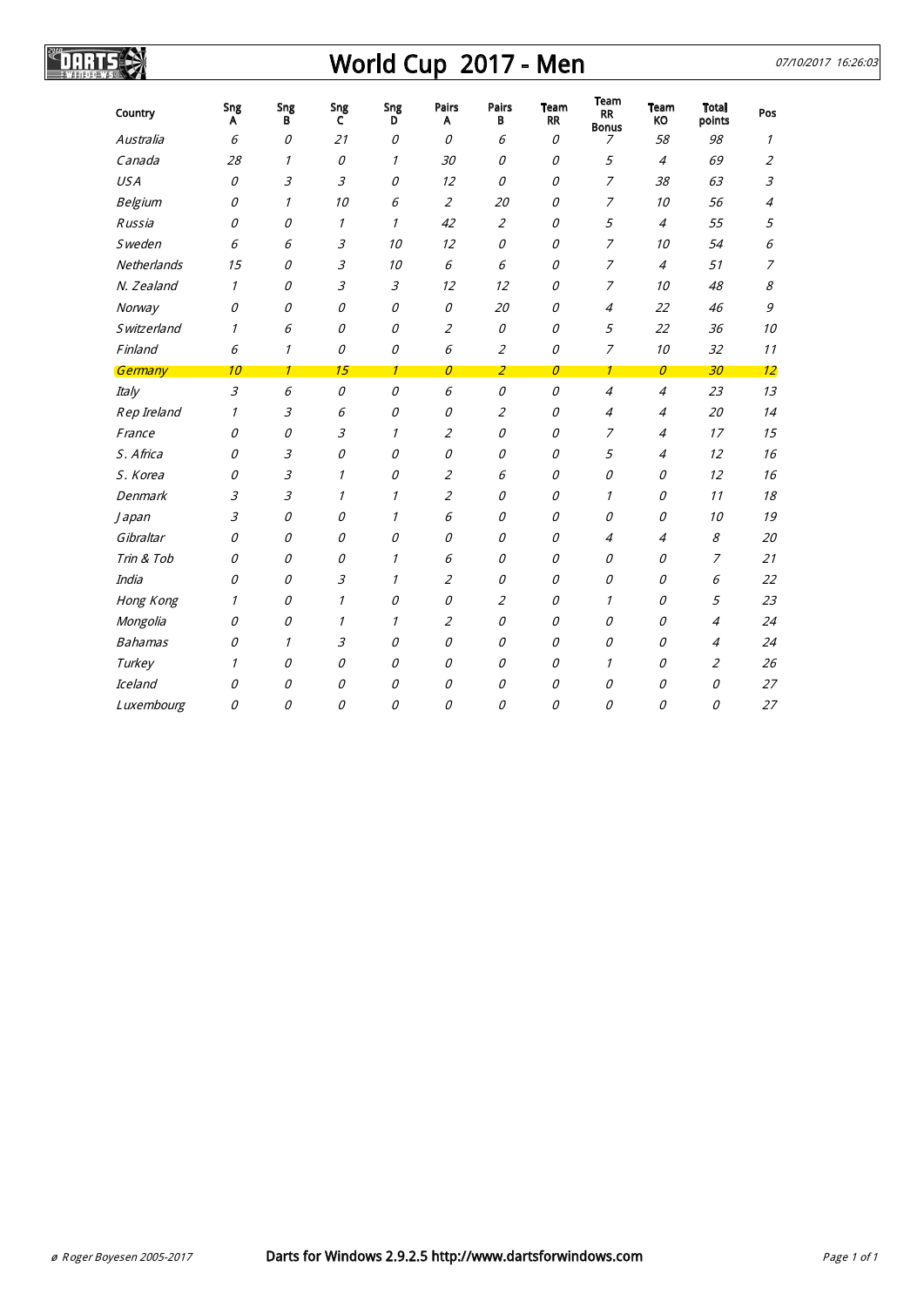# World Cup 2017 - Men

07/10/2017 16:26:03

| Country | Sng A | Sng B | Sng C | Sng D | Pairs A | Pairs B | Team RR | Team RR Bonus | Team KO | Total points | Pos |
|---|---|---|---|---|---|---|---|---|---|---|---|
| *Australia* | *6* | *0* | *21* | *0* | *0* | *6* | *0* | *7* | *58* | *98* | *1* |
| *Canada* | *28* | *1* | *0* | *1* | *30* | *0* | *0* | *5* | *4* | *69* | *2* |
| *USA* | *0* | *3* | *3* | *0* | *12* | *0* | *0* | *7* | *38* | *63* | *3* |
| *Belgium* | *0* | *1* | *10* | *6* | *2* | *20* | *0* | *7* | *10* | *56* | *4* |
| *Russia* | *0* | *0* | *1* | *1* | *42* | *2* | *0* | *5* | *4* | *55* | *5* |
| *Sweden* | *6* | *6* | *3* | *10* | *12* | *0* | *0* | *7* | *10* | *54* | *6* |
| *Netherlands* | *15* | *0* | *3* | *10* | *6* | *6* | *0* | *7* | *4* | *51* | *7* |
| *N. Zealand* | *1* | *0* | *3* | *3* | *12* | *12* | *0* | *7* | *10* | *48* | *8* |
| *Norway* | *0* | *0* | *0* | *0* | *0* | *20* | *0* | *4* | *22* | *46* | *9* |
| *Switzerland* | *1* | *6* | *0* | *0* | *2* | *0* | *0* | *5* | *22* | *36* | *10* |
| *Finland* | *6* | *1* | *0* | *0* | *6* | *2* | *0* | *7* | *10* | *32* | *11* |
| *Germany* | *10* | *1* | *15* | *1* | *0* | *2* | *0* | *1* | *0* | *30* | *12* |
| *Italy* | *3* | *6* | *0* | *0* | *6* | *0* | *0* | *4* | *4* | *23* | *13* |
| *Rep Ireland* | *1* | *3* | *6* | *0* | *0* | *2* | *0* | *4* | *4* | *20* | *14* |
| *France* | *0* | *0* | *3* | *1* | *2* | *0* | *0* | *7* | *4* | *17* | *15* |
| *S. Africa* | *0* | *3* | *0* | *0* | *0* | *0* | *0* | *5* | *4* | *12* | *16* |
| *S. Korea* | *0* | *3* | *1* | *0* | *2* | *6* | *0* | *0* | *0* | *12* | *16* |
| *Denmark* | *3* | *3* | *1* | *1* | *2* | *0* | *0* | *1* | *0* | *11* | *18* |
| *Japan* | *3* | *0* | *0* | *1* | *6* | *0* | *0* | *0* | *0* | *10* | *19* |
| *Gibraltar* | *0* | *0* | *0* | *0* | *0* | *0* | *0* | *4* | *4* | *8* | *20* |
| *Trin & Tob* | *0* | *0* | *0* | *1* | *6* | *0* | *0* | *0* | *0* | *7* | *21* |
| *India* | *0* | *0* | *3* | *1* | *2* | *0* | *0* | *0* | *0* | *6* | *22* |
| *Hong Kong* | *1* | *0* | *1* | *0* | *0* | *2* | *0* | *1* | *0* | *5* | *23* |
| *Mongolia* | *0* | *0* | *1* | *1* | *2* | *0* | *0* | *0* | *0* | *4* | *24* |
| *Bahamas* | *0* | *1* | *3* | *0* | *0* | *0* | *0* | *0* | *0* | *4* | *24* |
| *Turkey* | *1* | *0* | *0* | *0* | *0* | *0* | *0* | *1* | *0* | *2* | *26* |
| *Iceland* | *0* | *0* | *0* | *0* | *0* | *0* | *0* | *0* | *0* | *0* | *27* |
| *Luxembourg* | *0* | *0* | *0* | *0* | *0* | *0* | *0* | *0* | *0* | *0* | *27* |

ø Roger Boyesen 2005-2017

Darts for Windows 2.9.2.5 http://www.dartsforwindows.com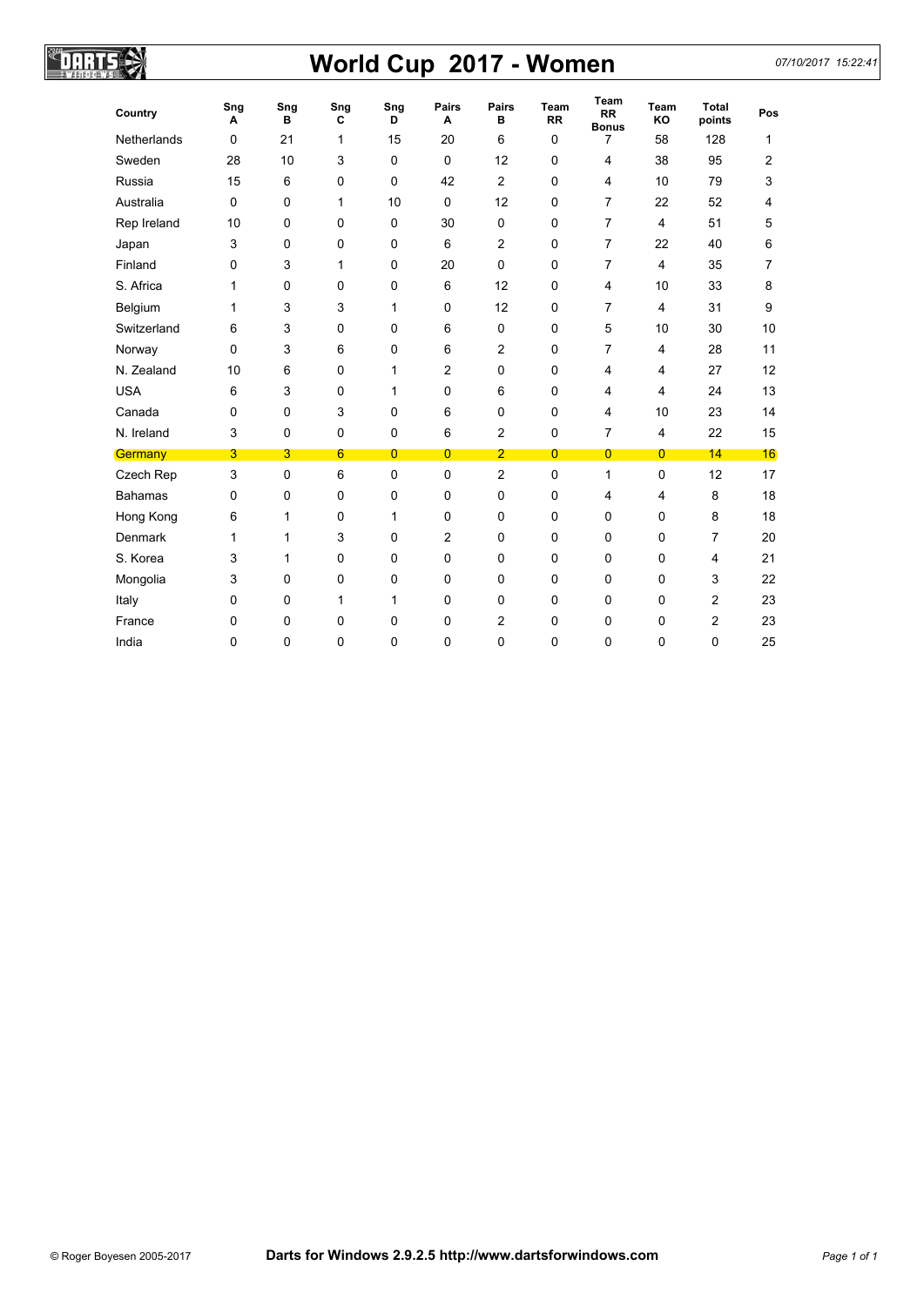# World Cup 2017 - Women

07/10/2017 15:22:41

| Country | Sng A | Sng B | Sng C | Sng D | Pairs A | Pairs B | Team RR | Team RR Bonus | Team KO | Total points | Pos |
|---|---|---|---|---|---|---|---|---|---|---|---|
| Netherlands | 0 | 21 | 1 | 15 | 20 | 6 | 0 | 7 | 58 | 128 | 1 |
| Sweden | 28 | 10 | 3 | 0 | 0 | 12 | 0 | 4 | 38 | 95 | 2 |
| Russia | 15 | 6 | 0 | 0 | 42 | 2 | 0 | 4 | 10 | 79 | 3 |
| Australia | 0 | 0 | 1 | 10 | 0 | 12 | 0 | 7 | 22 | 52 | 4 |
| Rep Ireland | 10 | 0 | 0 | 0 | 30 | 0 | 0 | 7 | 4 | 51 | 5 |
| Japan | 3 | 0 | 0 | 0 | 6 | 2 | 0 | 7 | 22 | 40 | 6 |
| Finland | 0 | 3 | 1 | 0 | 20 | 0 | 0 | 7 | 4 | 35 | 7 |
| S. Africa | 1 | 0 | 0 | 0 | 6 | 12 | 0 | 4 | 10 | 33 | 8 |
| Belgium | 1 | 3 | 3 | 1 | 0 | 12 | 0 | 7 | 4 | 31 | 9 |
| Switzerland | 6 | 3 | 0 | 0 | 6 | 0 | 0 | 5 | 10 | 30 | 10 |
| Norway | 0 | 3 | 6 | 0 | 6 | 2 | 0 | 7 | 4 | 28 | 11 |
| N. Zealand | 10 | 6 | 0 | 1 | 2 | 0 | 0 | 4 | 4 | 27 | 12 |
| USA | 6 | 3 | 0 | 1 | 0 | 6 | 0 | 4 | 4 | 24 | 13 |
| Canada | 0 | 0 | 3 | 0 | 6 | 0 | 0 | 4 | 10 | 23 | 14 |
| N. Ireland | 3 | 0 | 0 | 0 | 6 | 2 | 0 | 7 | 4 | 22 | 15 |
| Germany | 3 | 3 | 6 | 0 | 0 | 2 | 0 | 0 | 0 | 14 | 16 |
| Czech Rep | 3 | 0 | 6 | 0 | 0 | 2 | 0 | 1 | 0 | 12 | 17 |
| Bahamas | 0 | 0 | 0 | 0 | 0 | 0 | 0 | 4 | 4 | 8 | 18 |
| Hong Kong | 6 | 1 | 0 | 1 | 0 | 0 | 0 | 0 | 0 | 8 | 18 |
| Denmark | 1 | 1 | 3 | 0 | 2 | 0 | 0 | 0 | 0 | 7 | 20 |
| S. Korea | 3 | 1 | 0 | 0 | 0 | 0 | 0 | 0 | 0 | 4 | 21 |
| Mongolia | 3 | 0 | 0 | 0 | 0 | 0 | 0 | 0 | 0 | 3 | 22 |
| Italy | 0 | 0 | 1 | 1 | 0 | 0 | 0 | 0 | 0 | 2 | 23 |
| France | 0 | 0 | 0 | 0 | 0 | 2 | 0 | 0 | 0 | 2 | 23 |
| India | 0 | 0 | 0 | 0 | 0 | 0 | 0 | 0 | 0 | 0 | 25 |

© Roger Boyesen 2005-2017 **Darts for Windows 2.9.2.5 http://www.dartsforwindows.com**